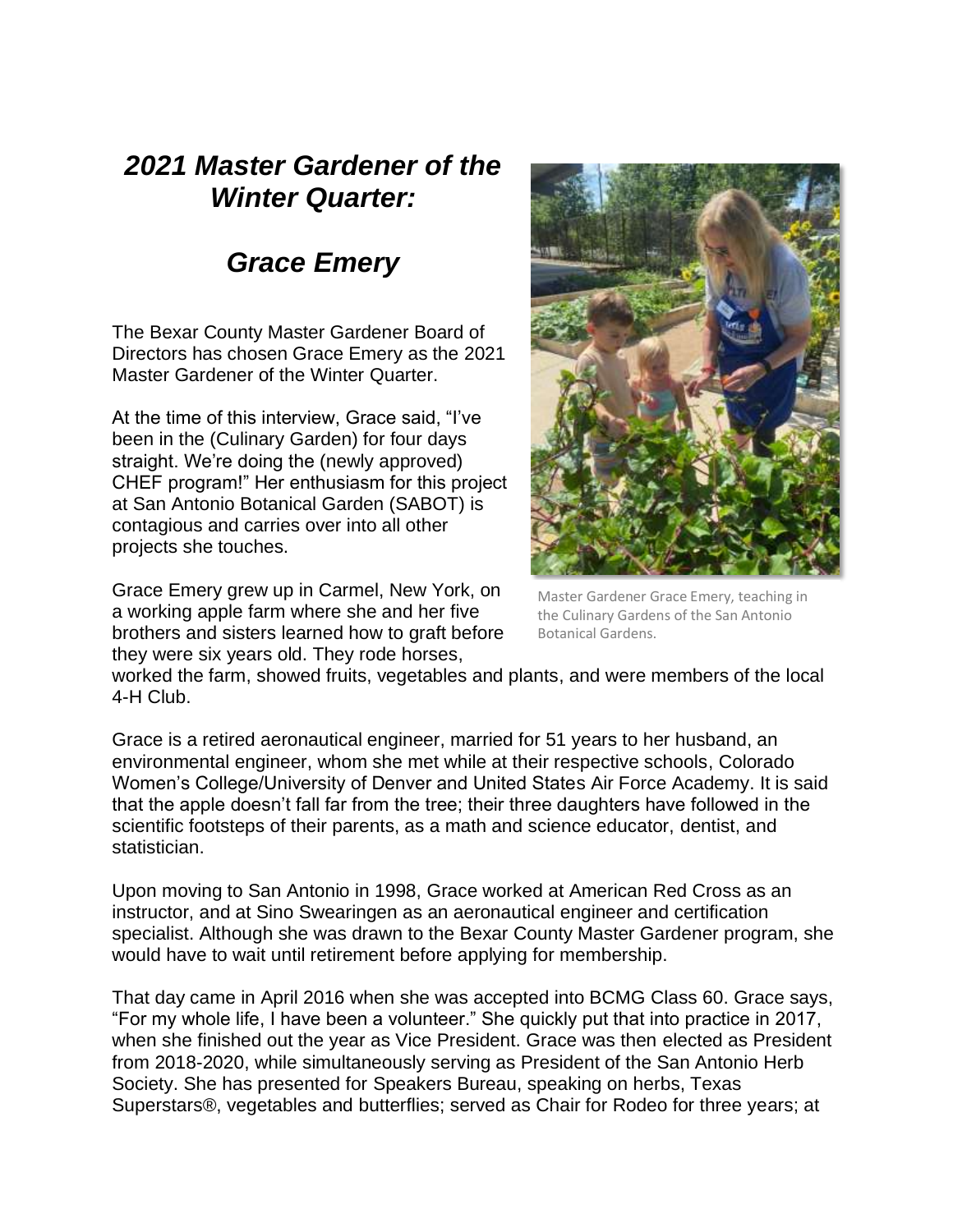# *2021 Master Gardener of the Winter Quarter:*

# *Grace Emery*

The Bexar County Master Gardener Board of Directors has chosen Grace Emery as the 2021 Master Gardener of the Winter Quarter.

At the time of this interview, Grace said, "I've been in the (Culinary Garden) for four days straight. We're doing the (newly approved) CHEF program!" Her enthusiasm for this project at San Antonio Botanical Garden (SABOT) is contagious and carries over into all other projects she touches.

Master Gardener Grace Emery, teaching in the Culinary Gardens of the San Antonio Botanical Gardens.

Grace Emery grew up in Carmel, New York, on a working apple farm where she and her five brothers and sisters learned how to graft before they were six years old. They rode horses, worked the farm, showed fruits, vegetables and plants, and were members of the local 4-H Club.

Grace is a retired aeronautical engineer, married for 51 years to her husband, an environmental engineer, whom she met while at their respective schools, Colorado Women's College/University of Denver and United States Air Force Academy. It is said that the apple doesn't fall far from the tree; their three daughters have followed in the scientific footsteps of their parents, as a math and science educator, dentist, and statistician.

Upon moving to San Antonio in 1998, Grace worked at American Red Cross as an instructor, and at Sino Swearingen as an aeronautical engineer and certification specialist. Although she was drawn to the Bexar County Master Gardener program, she would have to wait until retirement before applying for membership.

That day came in April 2016 when she was accepted into BCMG Class 60. Grace says, "For my whole life, I have been a volunteer." She quickly put that into practice in 2017, when she finished out the year as Vice President. Grace was then elected as President from 2018-2020, while simultaneously serving as President of the San Antonio Herb Society. She has presented for Speakers Bureau, speaking on herbs, Texas Superstars®, vegetables and butterflies; served as Chair for Rodeo for three years; at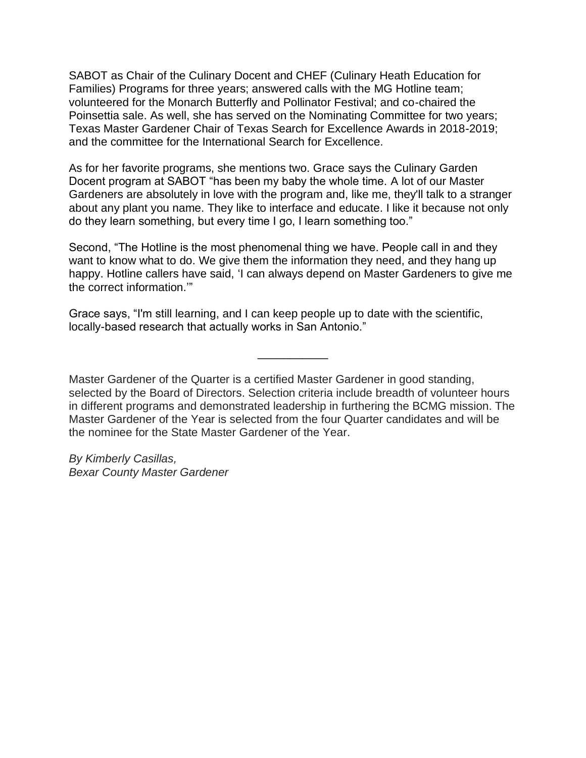SABOT as Chair of the Culinary Docent and CHEF (Culinary Heath Education for Families) Programs for three years; answered calls with the MG Hotline team; volunteered for the Monarch Butterfly and Pollinator Festival; and co-chaired the Poinsettia sale. As well, she has served on the Nominating Committee for two years; Texas Master Gardener Chair of Texas Search for Excellence Awards in 2018-2019; and the committee for the International Search for Excellence.

As for her favorite programs, she mentions two. Grace says the Culinary Garden Docent program at SABOT "has been my baby the whole time. A lot of our Master Gardeners are absolutely in love with the program and, like me, they'll talk to a stranger about any plant you name. They like to interface and educate. I like it because not only do they learn something, but every time I go, I learn something too."

Second, "The Hotline is the most phenomenal thing we have. People call in and they want to know what to do. We give them the information they need, and they hang up happy. Hotline callers have said, 'I can always depend on Master Gardeners to give me the correct information.'"

Grace says, "I'm still learning, and I can keep people up to date with the scientific, locally-based research that actually works in San Antonio."

---

Master Gardener of the Quarter is a certified Master Gardener in good standing, selected by the Board of Directors. Selection criteria include breadth of volunteer hours in different programs and demonstrated leadership in furthering the BCMG mission. The Master Gardener of the Year is selected from the four Quarter candidates and will be the nominee for the State Master Gardener of the Year.

*By Kimberly Casillas,*
*Bexar County Master Gardener*